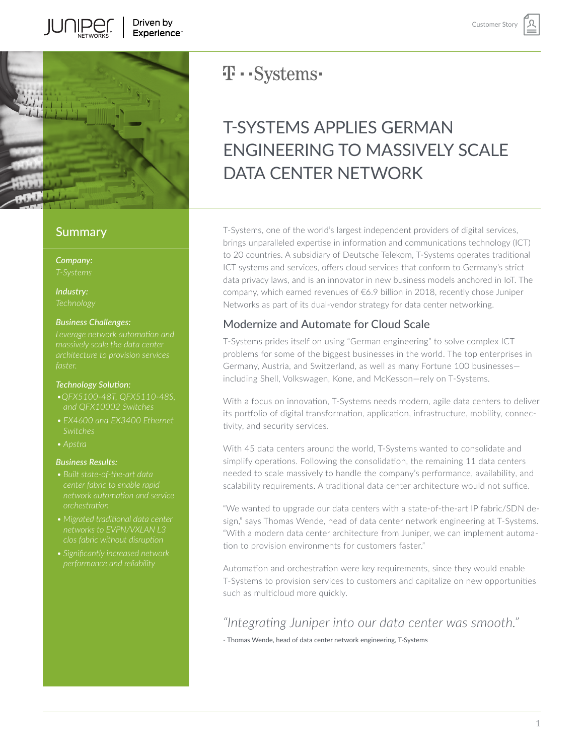# T-SYSTEMS APPLIES GERMAN ENGINEERING TO MASSIVELY SCALE DATA CENTER NETWORK

## Summary

***Company:***
*T-Systems*

***Industry:***
*Technology*

***Business Challenges:***
*Leverage network automation and massively scale the data center architecture to provision services faster.*

***Technology Solution:***

- *QFX5100-48T, QFX5110-48S, and QFX10002 Switches*
- *EX4600 and EX3400 Ethernet Switches*
- *Apstra*

***Business Results:***

- *Built state-of-the-art data center fabric to enable rapid network automation and service orchestration*
- *Migrated traditional data center networks to EVPN/VXLAN L3 clos fabric without disruption*
- *Significantly increased network performance and reliability*

T-Systems, one of the world's largest independent providers of digital services, brings unparalleled expertise in information and communications technology (ICT) to 20 countries. A subsidiary of Deutsche Telekom, T-Systems operates traditional ICT systems and services, offers cloud services that conform to Germany's strict data privacy laws, and is an innovator in new business models anchored in IoT. The company, which earned revenues of €6.9 billion in 2018, recently chose Juniper Networks as part of its dual-vendor strategy for data center networking.

## Modernize and Automate for Cloud Scale

T-Systems prides itself on using "German engineering" to solve complex ICT problems for some of the biggest businesses in the world. The top enterprises in Germany, Austria, and Switzerland, as well as many Fortune 100 businesses—including Shell, Volkswagen, Kone, and McKesson—rely on T-Systems.

With a focus on innovation, T-Systems needs modern, agile data centers to deliver its portfolio of digital transformation, application, infrastructure, mobility, connectivity, and security services.

With 45 data centers around the world, T-Systems wanted to consolidate and simplify operations. Following the consolidation, the remaining 11 data centers needed to scale massively to handle the company's performance, availability, and scalability requirements. A traditional data center architecture would not suffice.

"We wanted to upgrade our data centers with a state-of-the-art IP fabric/SDN design," says Thomas Wende, head of data center network engineering at T-Systems. "With a modern data center architecture from Juniper, we can implement automation to provision environments for customers faster."

Automation and orchestration were key requirements, since they would enable T-Systems to provision services to customers and capitalize on new opportunities such as multicloud more quickly.

> *"Integrating Juniper into our data center was smooth."*
>
> - Thomas Wende, head of data center network engineering, T-Systems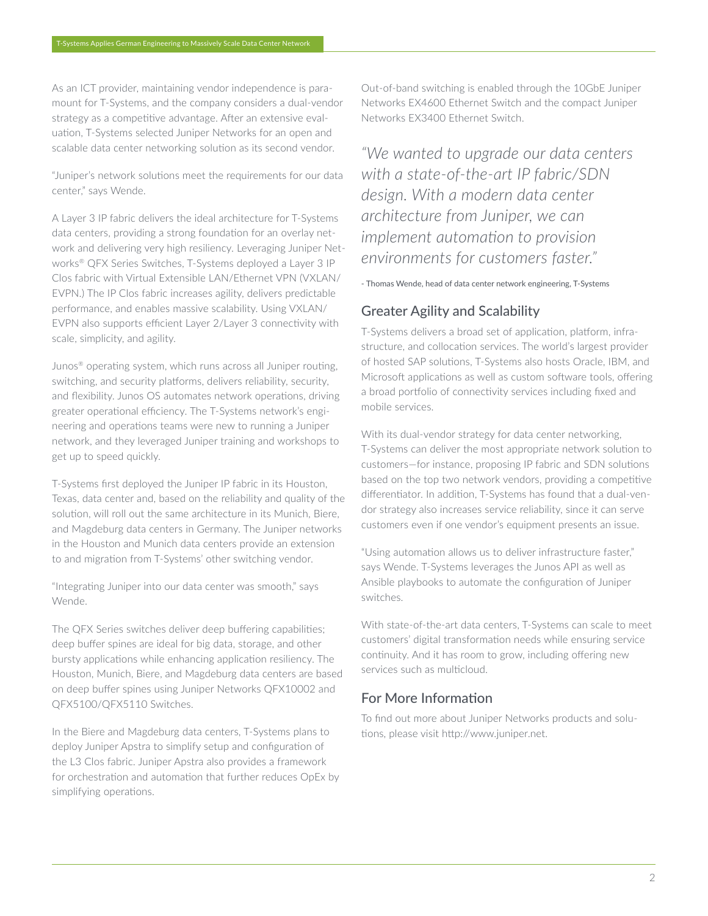As an ICT provider, maintaining vendor independence is paramount for T-Systems, and the company considers a dual-vendor strategy as a competitive advantage. After an extensive evaluation, T-Systems selected Juniper Networks for an open and scalable data center networking solution as its second vendor.

"Juniper's network solutions meet the requirements for our data center," says Wende.

A Layer 3 IP fabric delivers the ideal architecture for T-Systems data centers, providing a strong foundation for an overlay network and delivering very high resiliency. Leveraging Juniper Networks® QFX Series Switches, T-Systems deployed a Layer 3 IP Clos fabric with Virtual Extensible LAN/Ethernet VPN (VXLAN/EVPN.) The IP Clos fabric increases agility, delivers predictable performance, and enables massive scalability. Using VXLAN/EVPN also supports efficient Layer 2/Layer 3 connectivity with scale, simplicity, and agility.

Junos® operating system, which runs across all Juniper routing, switching, and security platforms, delivers reliability, security, and flexibility. Junos OS automates network operations, driving greater operational efficiency. The T-Systems network's engineering and operations teams were new to running a Juniper network, and they leveraged Juniper training and workshops to get up to speed quickly.

T-Systems first deployed the Juniper IP fabric in its Houston, Texas, data center and, based on the reliability and quality of the solution, will roll out the same architecture in its Munich, Biere, and Magdeburg data centers in Germany. The Juniper networks in the Houston and Munich data centers provide an extension to and migration from T-Systems' other switching vendor.

"Integrating Juniper into our data center was smooth," says Wende.

The QFX Series switches deliver deep buffering capabilities; deep buffer spines are ideal for big data, storage, and other bursty applications while enhancing application resiliency. The Houston, Munich, Biere, and Magdeburg data centers are based on deep buffer spines using Juniper Networks QFX10002 and QFX5100/QFX5110 Switches.

In the Biere and Magdeburg data centers, T-Systems plans to deploy Juniper Apstra to simplify setup and configuration of the L3 Clos fabric. Juniper Apstra also provides a framework for orchestration and automation that further reduces OpEx by simplifying operations.

Out-of-band switching is enabled through the 10GbE Juniper Networks EX4600 Ethernet Switch and the compact Juniper Networks EX3400 Ethernet Switch.

*"We wanted to upgrade our data centers with a state-of-the-art IP fabric/SDN design. With a modern data center architecture from Juniper, we can implement automation to provision environments for customers faster."*

\- Thomas Wende, head of data center network engineering, T-Systems

## Greater Agility and Scalability

T-Systems delivers a broad set of application, platform, infrastructure, and collocation services. The world's largest provider of hosted SAP solutions, T-Systems also hosts Oracle, IBM, and Microsoft applications as well as custom software tools, offering a broad portfolio of connectivity services including fixed and mobile services.

With its dual-vendor strategy for data center networking, T-Systems can deliver the most appropriate network solution to customers—for instance, proposing IP fabric and SDN solutions based on the top two network vendors, providing a competitive differentiator. In addition, T-Systems has found that a dual-vendor strategy also increases service reliability, since it can serve customers even if one vendor's equipment presents an issue.

"Using automation allows us to deliver infrastructure faster," says Wende. T-Systems leverages the Junos API as well as Ansible playbooks to automate the configuration of Juniper switches.

With state-of-the-art data centers, T-Systems can scale to meet customers' digital transformation needs while ensuring service continuity. And it has room to grow, including offering new services such as multicloud.

## For More Information

To find out more about Juniper Networks products and solutions, please visit http://www.juniper.net.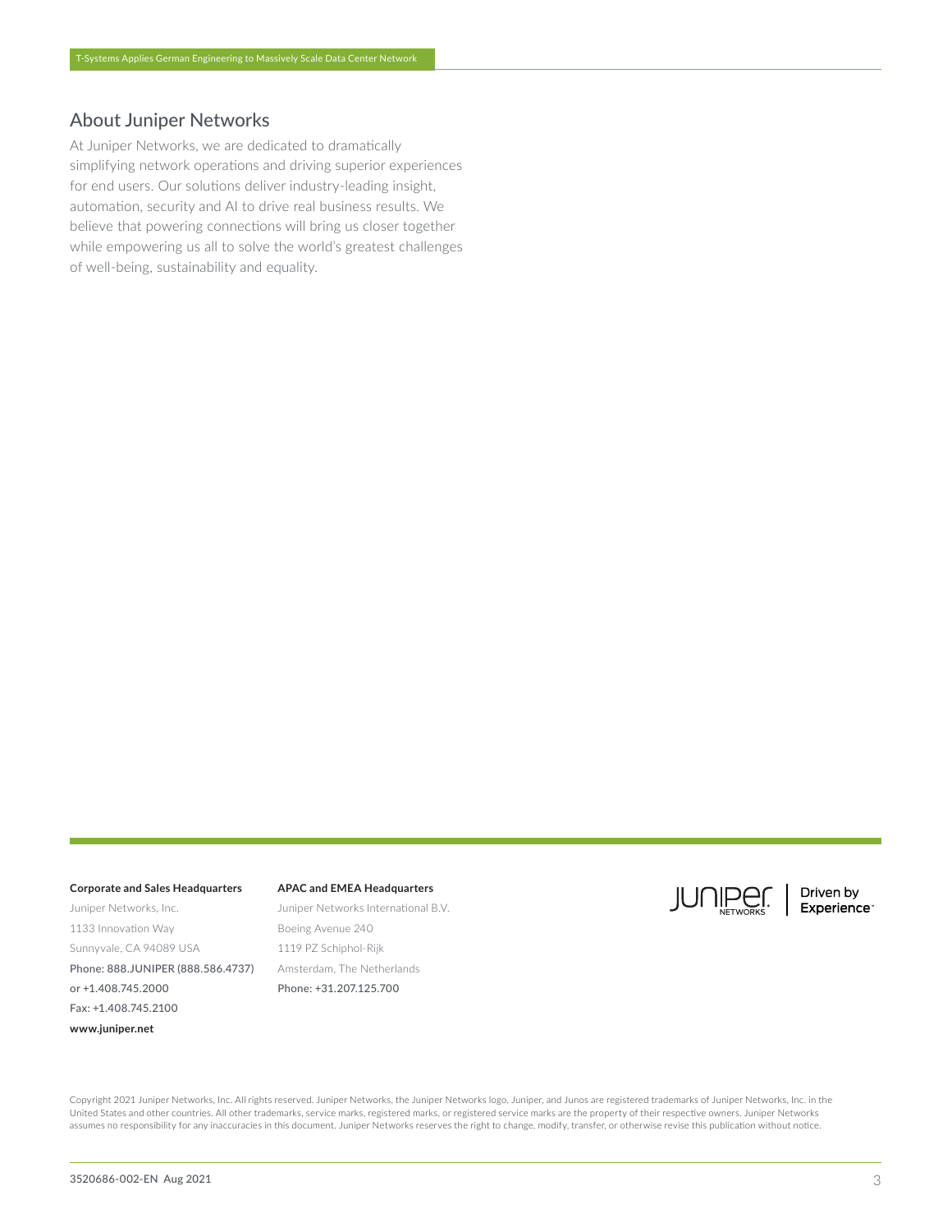## About Juniper Networks

At Juniper Networks, we are dedicated to dramatically simplifying network operations and driving superior experiences for end users. Our solutions deliver industry-leading insight, automation, security and AI to drive real business results. We believe that powering connections will bring us closer together while empowering us all to solve the world's greatest challenges of well-being, sustainability and equality.

**Corporate and Sales Headquarters**

Juniper Networks, Inc.
1133 Innovation Way
Sunnyvale, CA 94089 USA
Phone: 888.JUNIPER (888.586.4737)
or +1.408.745.2000
Fax: +1.408.745.2100
**www.juniper.net**

**APAC and EMEA Headquarters**

Juniper Networks International B.V.
Boeing Avenue 240
1119 PZ Schiphol-Rijk
Amsterdam, The Netherlands
Phone: +31.207.125.700

Driven by Experience™

Copyright 2021 Juniper Networks, Inc. All rights reserved. Juniper Networks, the Juniper Networks logo, Juniper, and Junos are registered trademarks of Juniper Networks, Inc. in the United States and other countries. All other trademarks, service marks, registered marks, or registered service marks are the property of their respective owners. Juniper Networks assumes no responsibility for any inaccuracies in this document. Juniper Networks reserves the right to change, modify, transfer, or otherwise revise this publication without notice.

3520686-002-EN Aug 2021